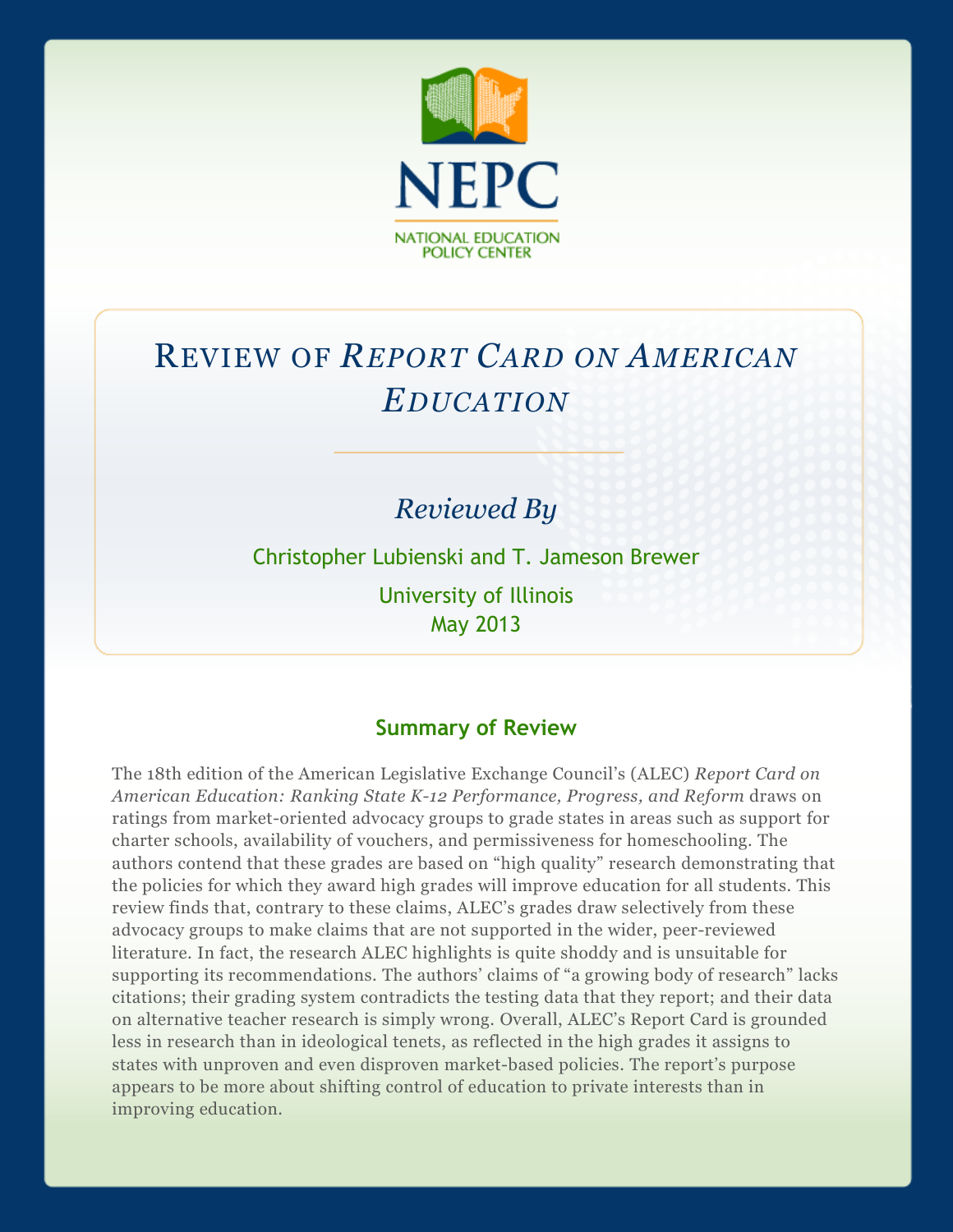NEPC

NATIONAL EDUCATION POLICY CENTER

# Review of *Report Card on American Education*

*Reviewed By*

Christopher Lubienski and T. Jameson Brewer

University of Illinois

May 2013

## Summary of Review

The 18th edition of the American Legislative Exchange Council's (ALEC) *Report Card on American Education: Ranking State K-12 Performance, Progress, and Reform* draws on ratings from market-oriented advocacy groups to grade states in areas such as support for charter schools, availability of vouchers, and permissiveness for homeschooling. The authors contend that these grades are based on "high quality" research demonstrating that the policies for which they award high grades will improve education for all students. This review finds that, contrary to these claims, ALEC's grades draw selectively from these advocacy groups to make claims that are not supported in the wider, peer-reviewed literature. In fact, the research ALEC highlights is quite shoddy and is unsuitable for supporting its recommendations. The authors' claims of "a growing body of research" lacks citations; their grading system contradicts the testing data that they report; and their data on alternative teacher research is simply wrong. Overall, ALEC's Report Card is grounded less in research than in ideological tenets, as reflected in the high grades it assigns to states with unproven and even disproven market-based policies. The report's purpose appears to be more about shifting control of education to private interests than in improving education.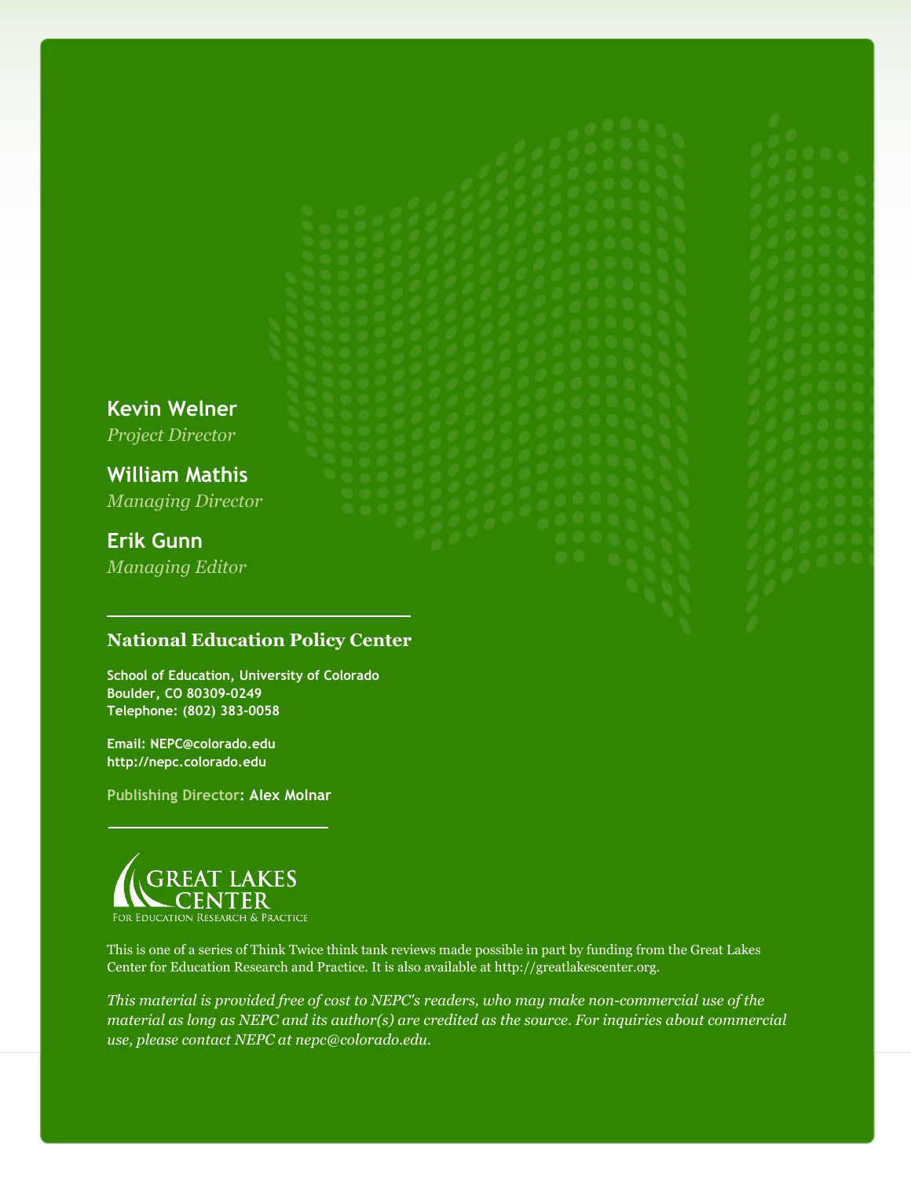**Kevin Welner**
*Project Director*

**William Mathis**
*Managing Director*

**Erik Gunn**
*Managing Editor*

## National Education Policy Center

**School of Education, University of Colorado**
**Boulder, CO 80309-0249**
**Telephone: (802) 383-0058**

**Email: NEPC@colorado.edu**
**http://nepc.colorado.edu**

**Publishing Director: Alex Molnar**

GREAT LAKES CENTER
FOR EDUCATION RESEARCH & PRACTICE

This is one of a series of Think Twice think tank reviews made possible in part by funding from the Great Lakes Center for Education Research and Practice. It is also available at http://greatlakescenter.org.

*This material is provided free of cost to NEPC's readers, who may make non-commercial use of the material as long as NEPC and its author(s) are credited as the source. For inquiries about commercial use, please contact NEPC at nepc@colorado.edu.*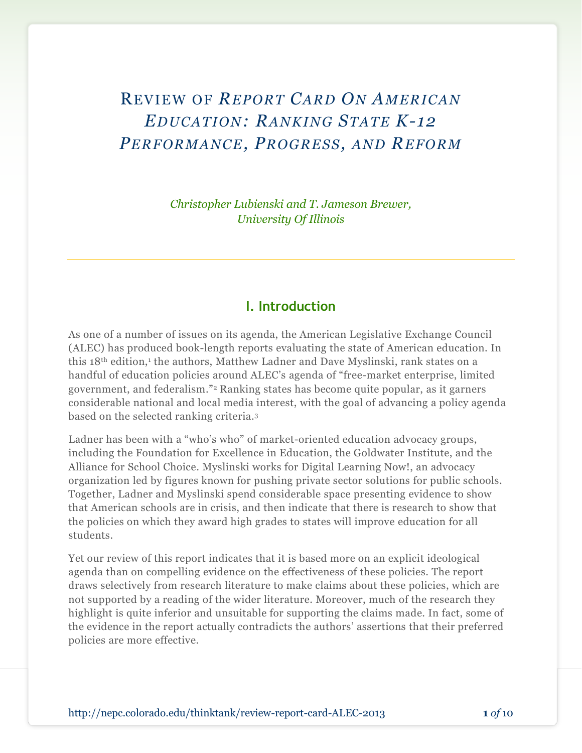# Review of *Report Card On American Education: Ranking State K-12 Performance, Progress, and Reform*

*Christopher Lubienski and T. Jameson Brewer, University Of Illinois*

## I. Introduction

As one of a number of issues on its agenda, the American Legislative Exchange Council (ALEC) has produced book-length reports evaluating the state of American education. In this 18th edition,[1] the authors, Matthew Ladner and Dave Myslinski, rank states on a handful of education policies around ALEC's agenda of "free-market enterprise, limited government, and federalism."[2] Ranking states has become quite popular, as it garners considerable national and local media interest, with the goal of advancing a policy agenda based on the selected ranking criteria.[3]

Ladner has been with a "who's who" of market-oriented education advocacy groups, including the Foundation for Excellence in Education, the Goldwater Institute, and the Alliance for School Choice. Myslinski works for Digital Learning Now!, an advocacy organization led by figures known for pushing private sector solutions for public schools. Together, Ladner and Myslinski spend considerable space presenting evidence to show that American schools are in crisis, and then indicate that there is research to show that the policies on which they award high grades to states will improve education for all students.

Yet our review of this report indicates that it is based more on an explicit ideological agenda than on compelling evidence on the effectiveness of these policies. The report draws selectively from research literature to make claims about these policies, which are not supported by a reading of the wider literature. Moreover, much of the research they highlight is quite inferior and unsuitable for supporting the claims made. In fact, some of the evidence in the report actually contradicts the authors' assertions that their preferred policies are more effective.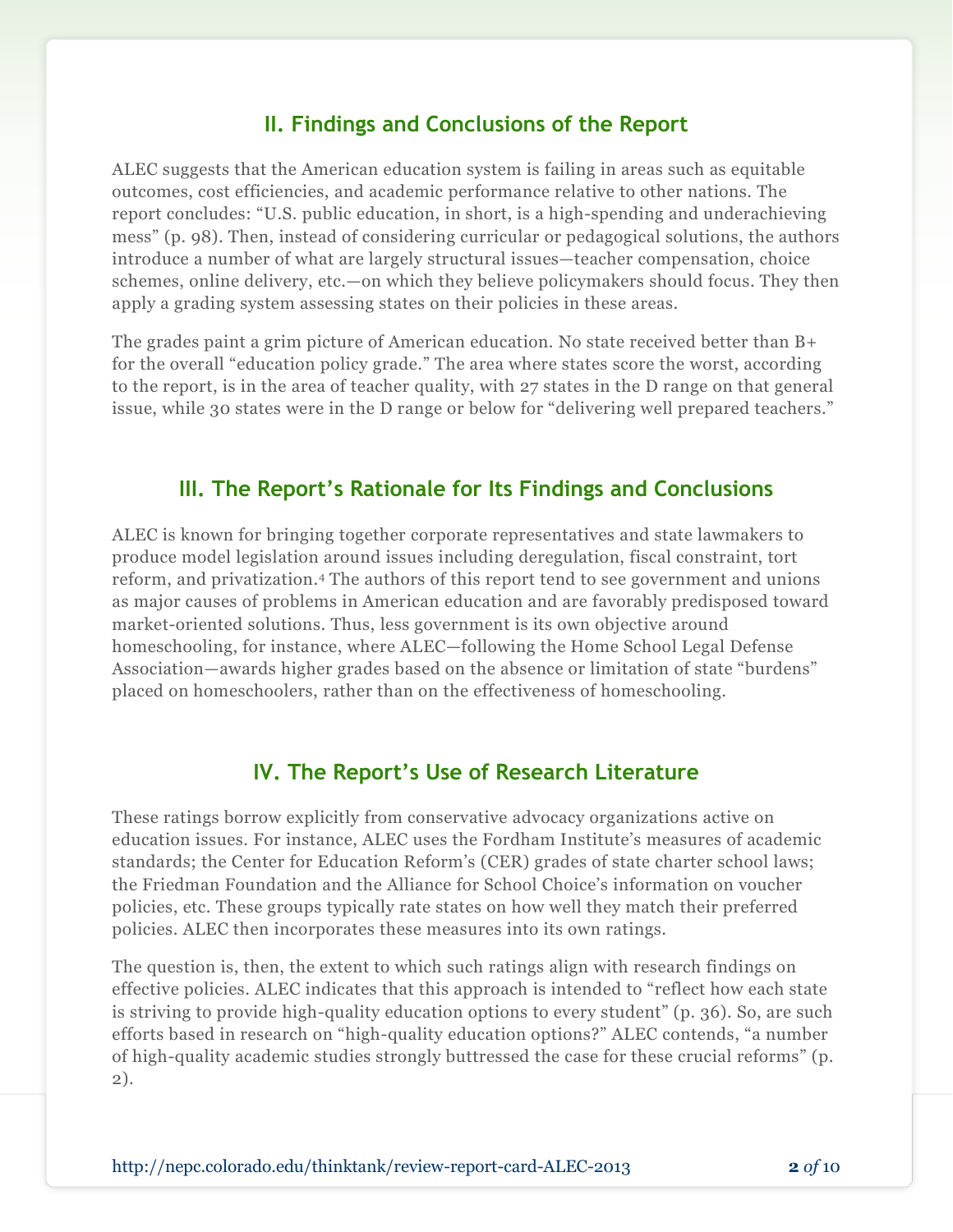## II. Findings and Conclusions of the Report

ALEC suggests that the American education system is failing in areas such as equitable outcomes, cost efficiencies, and academic performance relative to other nations. The report concludes: "U.S. public education, in short, is a high-spending and underachieving mess" (p. 98). Then, instead of considering curricular or pedagogical solutions, the authors introduce a number of what are largely structural issues—teacher compensation, choice schemes, online delivery, etc.—on which they believe policymakers should focus. They then apply a grading system assessing states on their policies in these areas.

The grades paint a grim picture of American education. No state received better than B+ for the overall "education policy grade." The area where states score the worst, according to the report, is in the area of teacher quality, with 27 states in the D range on that general issue, while 30 states were in the D range or below for "delivering well prepared teachers."

## III. The Report's Rationale for Its Findings and Conclusions

ALEC is known for bringing together corporate representatives and state lawmakers to produce model legislation around issues including deregulation, fiscal constraint, tort reform, and privatization.[4] The authors of this report tend to see government and unions as major causes of problems in American education and are favorably predisposed toward market-oriented solutions. Thus, less government is its own objective around homeschooling, for instance, where ALEC—following the Home School Legal Defense Association—awards higher grades based on the absence or limitation of state "burdens" placed on homeschoolers, rather than on the effectiveness of homeschooling.

## IV. The Report's Use of Research Literature

These ratings borrow explicitly from conservative advocacy organizations active on education issues. For instance, ALEC uses the Fordham Institute's measures of academic standards; the Center for Education Reform's (CER) grades of state charter school laws; the Friedman Foundation and the Alliance for School Choice's information on voucher policies, etc. These groups typically rate states on how well they match their preferred policies. ALEC then incorporates these measures into its own ratings.

The question is, then, the extent to which such ratings align with research findings on effective policies. ALEC indicates that this approach is intended to "reflect how each state is striving to provide high-quality education options to every student" (p. 36). So, are such efforts based in research on "high-quality education options?" ALEC contends, "a number of high-quality academic studies strongly buttressed the case for these crucial reforms" (p. 2).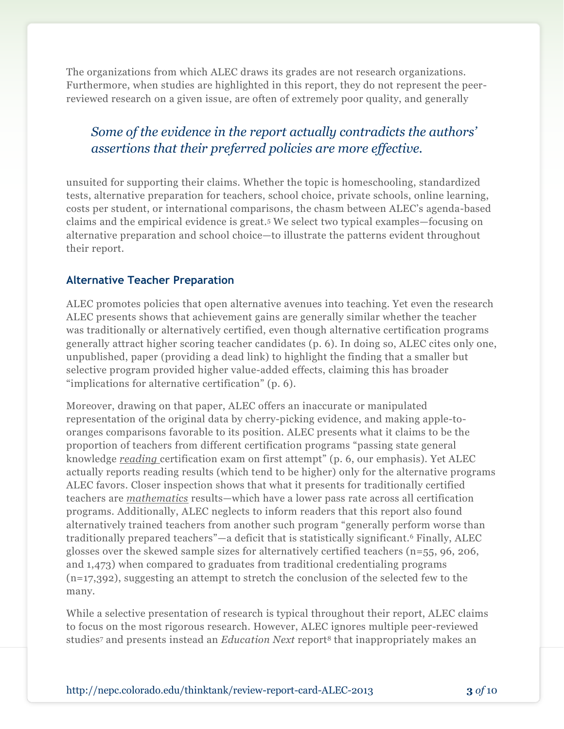The organizations from which ALEC draws its grades are not research organizations. Furthermore, when studies are highlighted in this report, they do not represent the peer-reviewed research on a given issue, are often of extremely poor quality, and generally unsuited for supporting their claims. Whether the topic is homeschooling, standardized tests, alternative preparation for teachers, school choice, private schools, online learning, costs per student, or international comparisons, the chasm between ALEC's agenda-based claims and the empirical evidence is great.[5] We select two typical examples—focusing on alternative preparation and school choice—to illustrate the patterns evident throughout their report.

> *Some of the evidence in the report actually contradicts the authors' assertions that their preferred policies are more effective.*

### Alternative Teacher Preparation

ALEC promotes policies that open alternative avenues into teaching. Yet even the research ALEC presents shows that achievement gains are generally similar whether the teacher was traditionally or alternatively certified, even though alternative certification programs generally attract higher scoring teacher candidates (p. 6). In doing so, ALEC cites only one, unpublished, paper (providing a dead link) to highlight the finding that a smaller but selective program provided higher value-added effects, claiming this has broader "implications for alternative certification" (p. 6).

Moreover, drawing on that paper, ALEC offers an inaccurate or manipulated representation of the original data by cherry-picking evidence, and making apple-to-oranges comparisons favorable to its position. ALEC presents what it claims to be the proportion of teachers from different certification programs "passing state general knowledge *reading* certification exam on first attempt" (p. 6, our emphasis). Yet ALEC actually reports reading results (which tend to be higher) only for the alternative programs ALEC favors. Closer inspection shows that what it presents for traditionally certified teachers are *mathematics* results—which have a lower pass rate across all certification programs. Additionally, ALEC neglects to inform readers that this report also found alternatively trained teachers from another such program "generally perform worse than traditionally prepared teachers"—a deficit that is statistically significant.[6] Finally, ALEC glosses over the skewed sample sizes for alternatively certified teachers (n=55, 96, 206, and 1,473) when compared to graduates from traditional credentialing programs (n=17,392), suggesting an attempt to stretch the conclusion of the selected few to the many.

While a selective presentation of research is typical throughout their report, ALEC claims to focus on the most rigorous research. However, ALEC ignores multiple peer-reviewed studies[7] and presents instead an *Education Next* report[8] that inappropriately makes an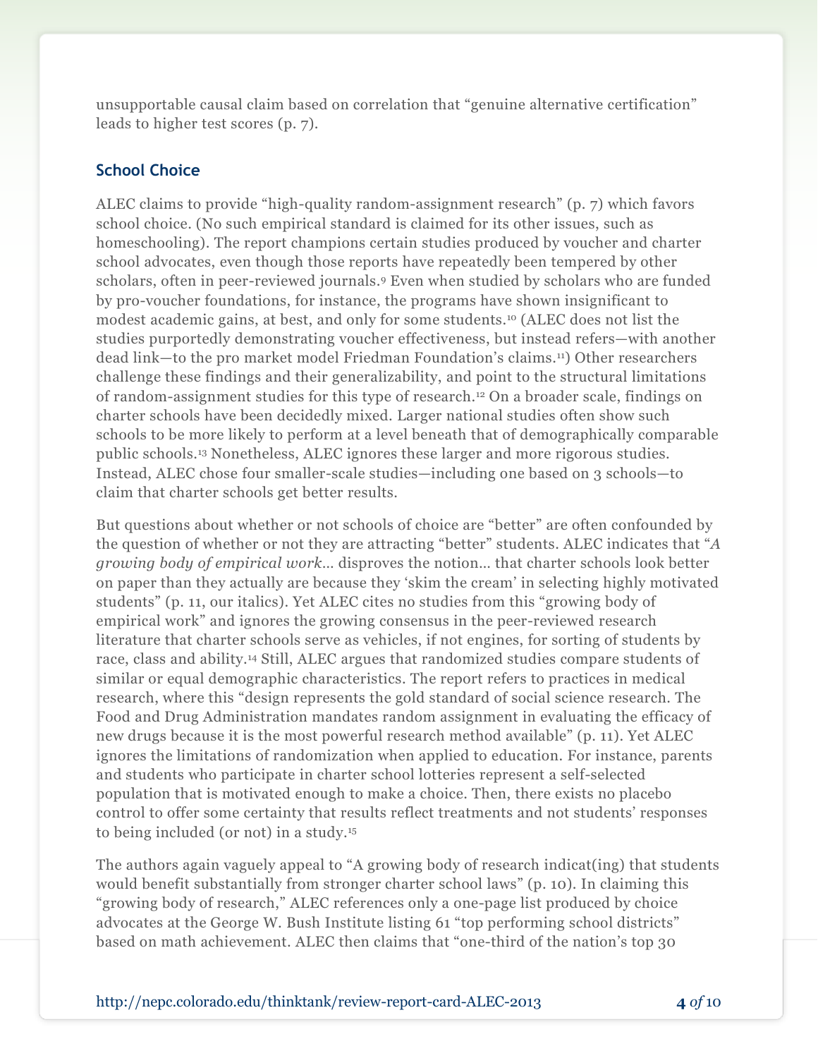unsupportable causal claim based on correlation that "genuine alternative certification" leads to higher test scores (p. 7).

### School Choice

ALEC claims to provide "high-quality random-assignment research" (p. 7) which favors school choice. (No such empirical standard is claimed for its other issues, such as homeschooling). The report champions certain studies produced by voucher and charter school advocates, even though those reports have repeatedly been tempered by other scholars, often in peer-reviewed journals.[9] Even when studied by scholars who are funded by pro-voucher foundations, for instance, the programs have shown insignificant to modest academic gains, at best, and only for some students.[10] (ALEC does not list the studies purportedly demonstrating voucher effectiveness, but instead refers—with another dead link—to the pro market model Friedman Foundation's claims.[11]) Other researchers challenge these findings and their generalizability, and point to the structural limitations of random-assignment studies for this type of research.[12] On a broader scale, findings on charter schools have been decidedly mixed. Larger national studies often show such schools to be more likely to perform at a level beneath that of demographically comparable public schools.[13] Nonetheless, ALEC ignores these larger and more rigorous studies. Instead, ALEC chose four smaller-scale studies—including one based on 3 schools—to claim that charter schools get better results.

But questions about whether or not schools of choice are "better" are often confounded by the question of whether or not they are attracting "better" students. ALEC indicates that "*A growing body of empirical work*… disproves the notion… that charter schools look better on paper than they actually are because they 'skim the cream' in selecting highly motivated students" (p. 11, our italics). Yet ALEC cites no studies from this "growing body of empirical work" and ignores the growing consensus in the peer-reviewed research literature that charter schools serve as vehicles, if not engines, for sorting of students by race, class and ability.[14] Still, ALEC argues that randomized studies compare students of similar or equal demographic characteristics. The report refers to practices in medical research, where this "design represents the gold standard of social science research. The Food and Drug Administration mandates random assignment in evaluating the efficacy of new drugs because it is the most powerful research method available" (p. 11). Yet ALEC ignores the limitations of randomization when applied to education. For instance, parents and students who participate in charter school lotteries represent a self-selected population that is motivated enough to make a choice. Then, there exists no placebo control to offer some certainty that results reflect treatments and not students' responses to being included (or not) in a study.[15]

The authors again vaguely appeal to "A growing body of research indicat(ing) that students would benefit substantially from stronger charter school laws" (p. 10). In claiming this "growing body of research," ALEC references only a one-page list produced by choice advocates at the George W. Bush Institute listing 61 "top performing school districts" based on math achievement. ALEC then claims that "one-third of the nation's top 30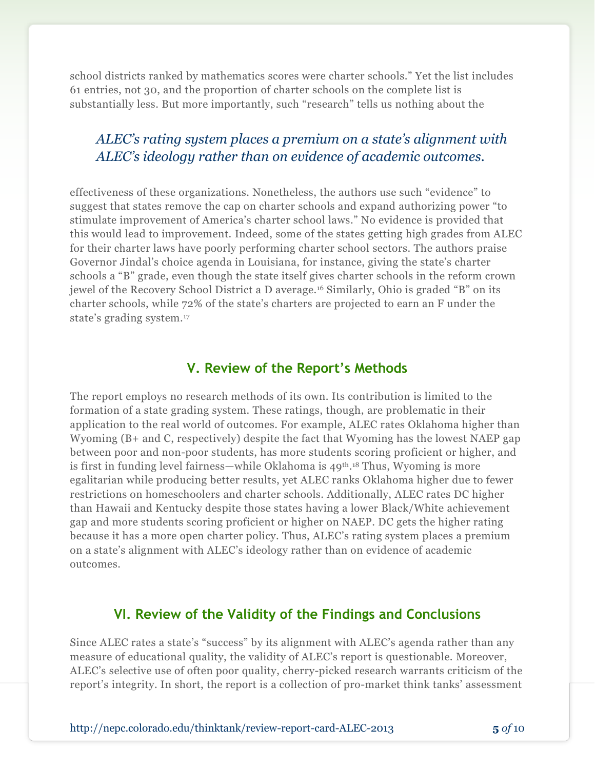school districts ranked by mathematics scores were charter schools." Yet the list includes 61 entries, not 30, and the proportion of charter schools on the complete list is substantially less. But more importantly, such "research" tells us nothing about the effectiveness of these organizations. Nonetheless, the authors use such "evidence" to suggest that states remove the cap on charter schools and expand authorizing power "to stimulate improvement of America's charter school laws." No evidence is provided that this would lead to improvement. Indeed, some of the states getting high grades from ALEC for their charter laws have poorly performing charter school sectors. The authors praise Governor Jindal's choice agenda in Louisiana, for instance, giving the state's charter schools a "B" grade, even though the state itself gives charter schools in the reform crown jewel of the Recovery School District a D average.[16] Similarly, Ohio is graded "B" on its charter schools, while 72% of the state's charters are projected to earn an F under the state's grading system.[17]

*ALEC's rating system places a premium on a state's alignment with ALEC's ideology rather than on evidence of academic outcomes.*

## V. Review of the Report's Methods

The report employs no research methods of its own. Its contribution is limited to the formation of a state grading system. These ratings, though, are problematic in their application to the real world of outcomes. For example, ALEC rates Oklahoma higher than Wyoming (B+ and C, respectively) despite the fact that Wyoming has the lowest NAEP gap between poor and non-poor students, has more students scoring proficient or higher, and is first in funding level fairness—while Oklahoma is 49th.[18] Thus, Wyoming is more egalitarian while producing better results, yet ALEC ranks Oklahoma higher due to fewer restrictions on homeschoolers and charter schools. Additionally, ALEC rates DC higher than Hawaii and Kentucky despite those states having a lower Black/White achievement gap and more students scoring proficient or higher on NAEP. DC gets the higher rating because it has a more open charter policy. Thus, ALEC's rating system places a premium on a state's alignment with ALEC's ideology rather than on evidence of academic outcomes.

## VI. Review of the Validity of the Findings and Conclusions

Since ALEC rates a state's "success" by its alignment with ALEC's agenda rather than any measure of educational quality, the validity of ALEC's report is questionable. Moreover, ALEC's selective use of often poor quality, cherry-picked research warrants criticism of the report's integrity. In short, the report is a collection of pro-market think tanks' assessment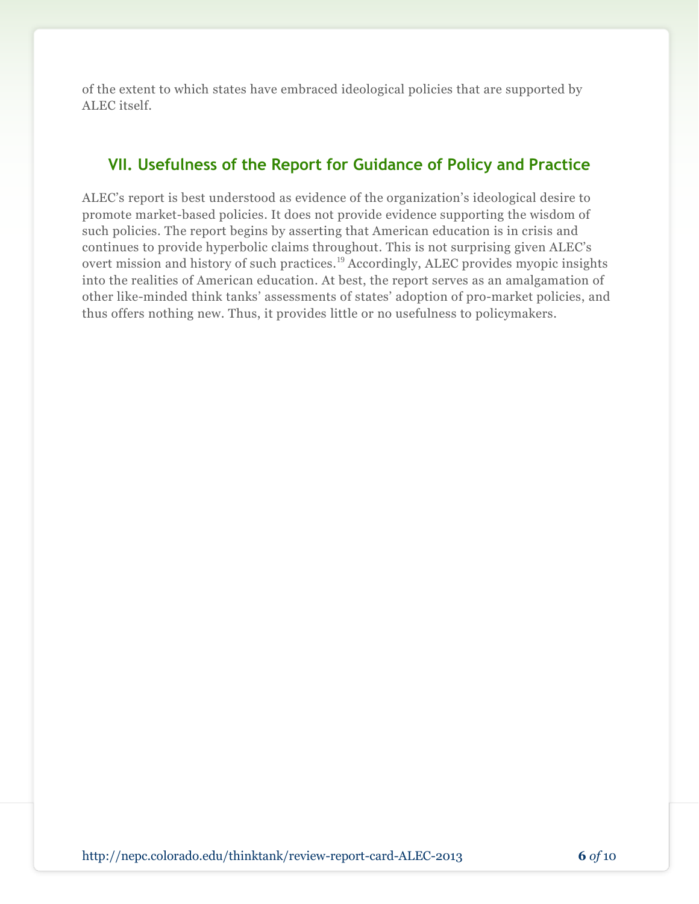of the extent to which states have embraced ideological policies that are supported by ALEC itself.

## VII. Usefulness of the Report for Guidance of Policy and Practice

ALEC's report is best understood as evidence of the organization's ideological desire to promote market-based policies. It does not provide evidence supporting the wisdom of such policies. The report begins by asserting that American education is in crisis and continues to provide hyperbolic claims throughout. This is not surprising given ALEC's overt mission and history of such practices.[19] Accordingly, ALEC provides myopic insights into the realities of American education. At best, the report serves as an amalgamation of other like-minded think tanks' assessments of states' adoption of pro-market policies, and thus offers nothing new. Thus, it provides little or no usefulness to policymakers.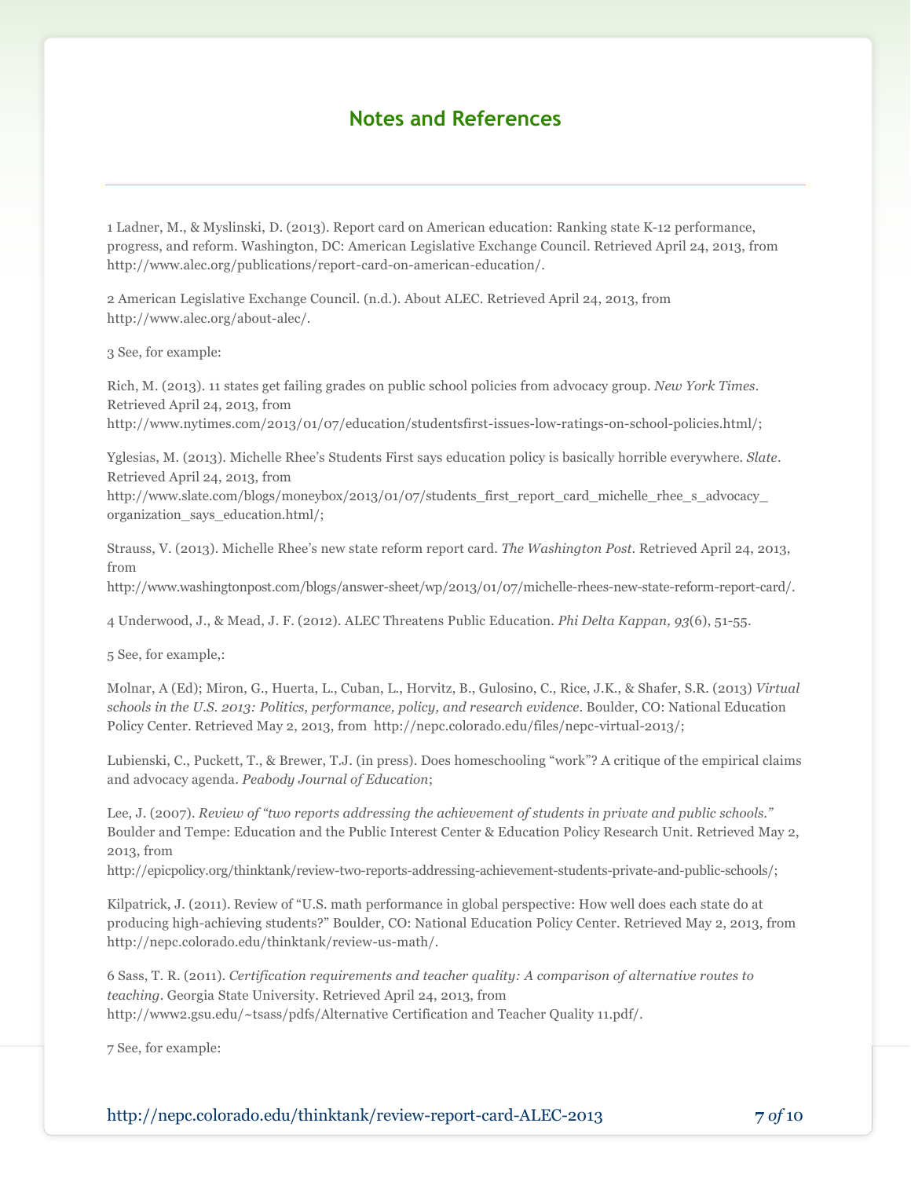## Notes and References

1 Ladner, M., & Myslinski, D. (2013). Report card on American education: Ranking state K-12 performance, progress, and reform. Washington, DC: American Legislative Exchange Council. Retrieved April 24, 2013, from http://www.alec.org/publications/report-card-on-american-education/.

2 American Legislative Exchange Council. (n.d.). About ALEC. Retrieved April 24, 2013, from http://www.alec.org/about-alec/.

3 See, for example:

Rich, M. (2013). 11 states get failing grades on public school policies from advocacy group. *New York Times*. Retrieved April 24, 2013, from http://www.nytimes.com/2013/01/07/education/studentsfirst-issues-low-ratings-on-school-policies.html/;

Yglesias, M. (2013). Michelle Rhee's Students First says education policy is basically horrible everywhere. *Slate*. Retrieved April 24, 2013, from http://www.slate.com/blogs/moneybox/2013/01/07/students_first_report_card_michelle_rhee_s_advocacy_organization_says_education.html/;

Strauss, V. (2013). Michelle Rhee's new state reform report card. *The Washington Post*. Retrieved April 24, 2013, from http://www.washingtonpost.com/blogs/answer-sheet/wp/2013/01/07/michelle-rhees-new-state-reform-report-card/.

4 Underwood, J., & Mead, J. F. (2012). ALEC Threatens Public Education. *Phi Delta Kappan, 93*(6), 51-55.

5 See, for example,:

Molnar, A (Ed); Miron, G., Huerta, L., Cuban, L., Horvitz, B., Gulosino, C., Rice, J.K., & Shafer, S.R. (2013) *Virtual schools in the U.S. 2013: Politics, performance, policy, and research evidence*. Boulder, CO: National Education Policy Center. Retrieved May 2, 2013, from http://nepc.colorado.edu/files/nepc-virtual-2013/;

Lubienski, C., Puckett, T., & Brewer, T.J. (in press). Does homeschooling "work"? A critique of the empirical claims and advocacy agenda. *Peabody Journal of Education*;

Lee, J. (2007). *Review of "two reports addressing the achievement of students in private and public schools."* Boulder and Tempe: Education and the Public Interest Center & Education Policy Research Unit. Retrieved May 2, 2013, from http://epicpolicy.org/thinktank/review-two-reports-addressing-achievement-students-private-and-public-schools/;

Kilpatrick, J. (2011). Review of "U.S. math performance in global perspective: How well does each state do at producing high-achieving students?" Boulder, CO: National Education Policy Center. Retrieved May 2, 2013, from http://nepc.colorado.edu/thinktank/review-us-math/.

6 Sass, T. R. (2011). *Certification requirements and teacher quality: A comparison of alternative routes to teaching*. Georgia State University. Retrieved April 24, 2013, from http://www2.gsu.edu/~tsass/pdfs/Alternative Certification and Teacher Quality 11.pdf/.

7 See, for example: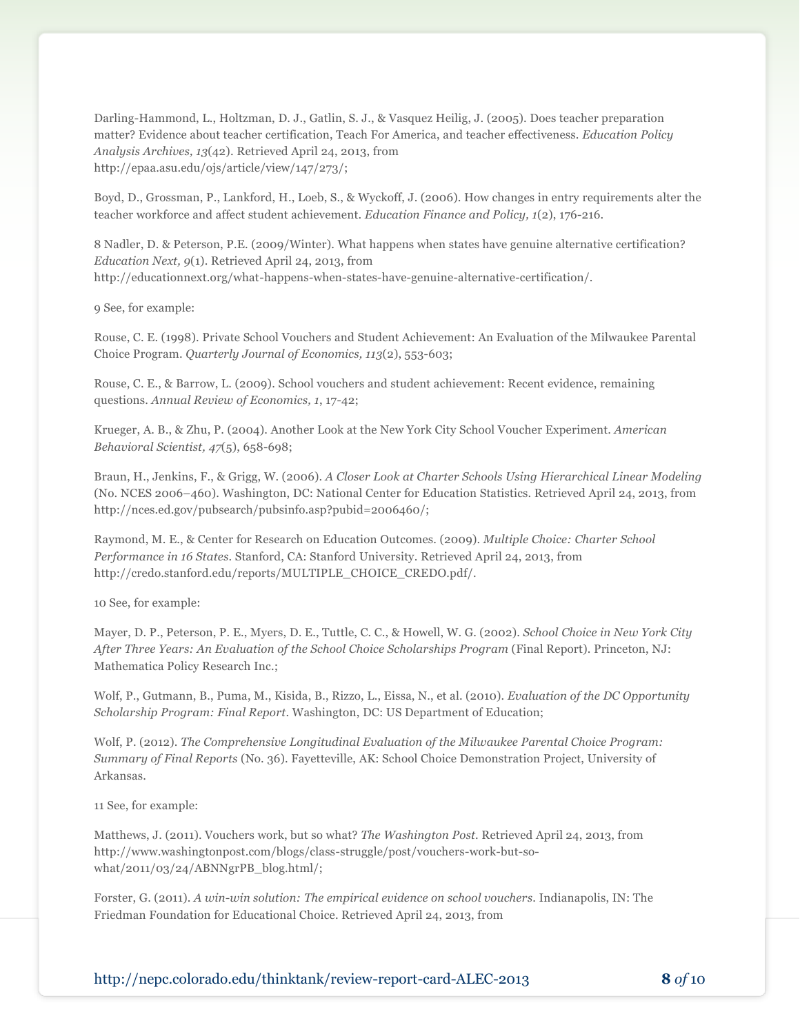Darling-Hammond, L., Holtzman, D. J., Gatlin, S. J., & Vasquez Heilig, J. (2005). Does teacher preparation matter? Evidence about teacher certification, Teach For America, and teacher effectiveness. *Education Policy Analysis Archives, 13*(42). Retrieved April 24, 2013, from http://epaa.asu.edu/ojs/article/view/147/273/;

Boyd, D., Grossman, P., Lankford, H., Loeb, S., & Wyckoff, J. (2006). How changes in entry requirements alter the teacher workforce and affect student achievement. *Education Finance and Policy, 1*(2), 176-216.

8 Nadler, D. & Peterson, P.E. (2009/Winter). What happens when states have genuine alternative certification? *Education Next, 9*(1). Retrieved April 24, 2013, from http://educationnext.org/what-happens-when-states-have-genuine-alternative-certification/.

9 See, for example:

Rouse, C. E. (1998). Private School Vouchers and Student Achievement: An Evaluation of the Milwaukee Parental Choice Program. *Quarterly Journal of Economics, 113*(2), 553-603;

Rouse, C. E., & Barrow, L. (2009). School vouchers and student achievement: Recent evidence, remaining questions. *Annual Review of Economics, 1*, 17-42;

Krueger, A. B., & Zhu, P. (2004). Another Look at the New York City School Voucher Experiment. *American Behavioral Scientist, 47*(5), 658-698;

Braun, H., Jenkins, F., & Grigg, W. (2006). *A Closer Look at Charter Schools Using Hierarchical Linear Modeling* (No. NCES 2006–460). Washington, DC: National Center for Education Statistics. Retrieved April 24, 2013, from http://nces.ed.gov/pubsearch/pubsinfo.asp?pubid=2006460/;

Raymond, M. E., & Center for Research on Education Outcomes. (2009). *Multiple Choice: Charter School Performance in 16 States*. Stanford, CA: Stanford University. Retrieved April 24, 2013, from http://credo.stanford.edu/reports/MULTIPLE_CHOICE_CREDO.pdf/.

10 See, for example:

Mayer, D. P., Peterson, P. E., Myers, D. E., Tuttle, C. C., & Howell, W. G. (2002). *School Choice in New York City After Three Years: An Evaluation of the School Choice Scholarships Program* (Final Report). Princeton, NJ: Mathematica Policy Research Inc.;

Wolf, P., Gutmann, B., Puma, M., Kisida, B., Rizzo, L., Eissa, N., et al. (2010). *Evaluation of the DC Opportunity Scholarship Program: Final Report*. Washington, DC: US Department of Education;

Wolf, P. (2012). *The Comprehensive Longitudinal Evaluation of the Milwaukee Parental Choice Program: Summary of Final Reports* (No. 36). Fayetteville, AK: School Choice Demonstration Project, University of Arkansas.

11 See, for example:

Matthews, J. (2011). Vouchers work, but so what? *The Washington Post*. Retrieved April 24, 2013, from http://www.washingtonpost.com/blogs/class-struggle/post/vouchers-work-but-so-what/2011/03/24/ABNNgrPB_blog.html/;

Forster, G. (2011). *A win-win solution: The empirical evidence on school vouchers*. Indianapolis, IN: The Friedman Foundation for Educational Choice. Retrieved April 24, 2013, from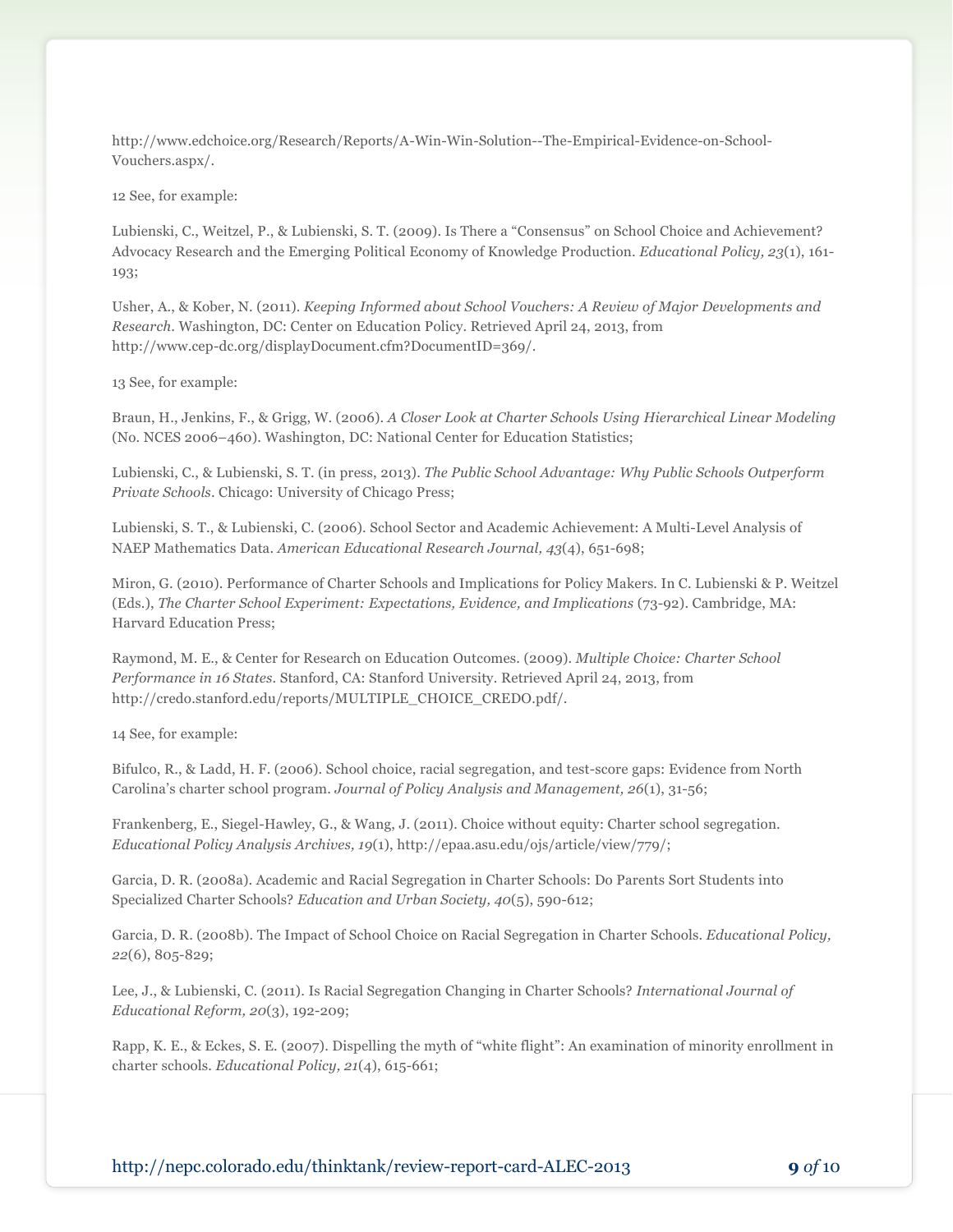http://www.edchoice.org/Research/Reports/A-Win-Win-Solution--The-Empirical-Evidence-on-School-Vouchers.aspx/.

12 See, for example:

Lubienski, C., Weitzel, P., & Lubienski, S. T. (2009). Is There a "Consensus" on School Choice and Achievement? Advocacy Research and the Emerging Political Economy of Knowledge Production. *Educational Policy, 23*(1), 161-193;

Usher, A., & Kober, N. (2011). *Keeping Informed about School Vouchers: A Review of Major Developments and Research*. Washington, DC: Center on Education Policy. Retrieved April 24, 2013, from http://www.cep-dc.org/displayDocument.cfm?DocumentID=369/.

13 See, for example:

Braun, H., Jenkins, F., & Grigg, W. (2006). *A Closer Look at Charter Schools Using Hierarchical Linear Modeling* (No. NCES 2006–460). Washington, DC: National Center for Education Statistics;

Lubienski, C., & Lubienski, S. T. (in press, 2013). *The Public School Advantage: Why Public Schools Outperform Private Schools*. Chicago: University of Chicago Press;

Lubienski, S. T., & Lubienski, C. (2006). School Sector and Academic Achievement: A Multi-Level Analysis of NAEP Mathematics Data. *American Educational Research Journal, 43*(4), 651-698;

Miron, G. (2010). Performance of Charter Schools and Implications for Policy Makers. In C. Lubienski & P. Weitzel (Eds.), *The Charter School Experiment: Expectations, Evidence, and Implications* (73-92). Cambridge, MA: Harvard Education Press;

Raymond, M. E., & Center for Research on Education Outcomes. (2009). *Multiple Choice: Charter School Performance in 16 States*. Stanford, CA: Stanford University. Retrieved April 24, 2013, from http://credo.stanford.edu/reports/MULTIPLE_CHOICE_CREDO.pdf/.

14 See, for example:

Bifulco, R., & Ladd, H. F. (2006). School choice, racial segregation, and test-score gaps: Evidence from North Carolina's charter school program. *Journal of Policy Analysis and Management, 26*(1), 31-56;

Frankenberg, E., Siegel-Hawley, G., & Wang, J. (2011). Choice without equity: Charter school segregation. *Educational Policy Analysis Archives, 19*(1), http://epaa.asu.edu/ojs/article/view/779/;

Garcia, D. R. (2008a). Academic and Racial Segregation in Charter Schools: Do Parents Sort Students into Specialized Charter Schools? *Education and Urban Society, 40*(5), 590-612;

Garcia, D. R. (2008b). The Impact of School Choice on Racial Segregation in Charter Schools. *Educational Policy, 22*(6), 805-829;

Lee, J., & Lubienski, C. (2011). Is Racial Segregation Changing in Charter Schools? *International Journal of Educational Reform, 20*(3), 192-209;

Rapp, K. E., & Eckes, S. E. (2007). Dispelling the myth of "white flight": An examination of minority enrollment in charter schools. *Educational Policy, 21*(4), 615-661;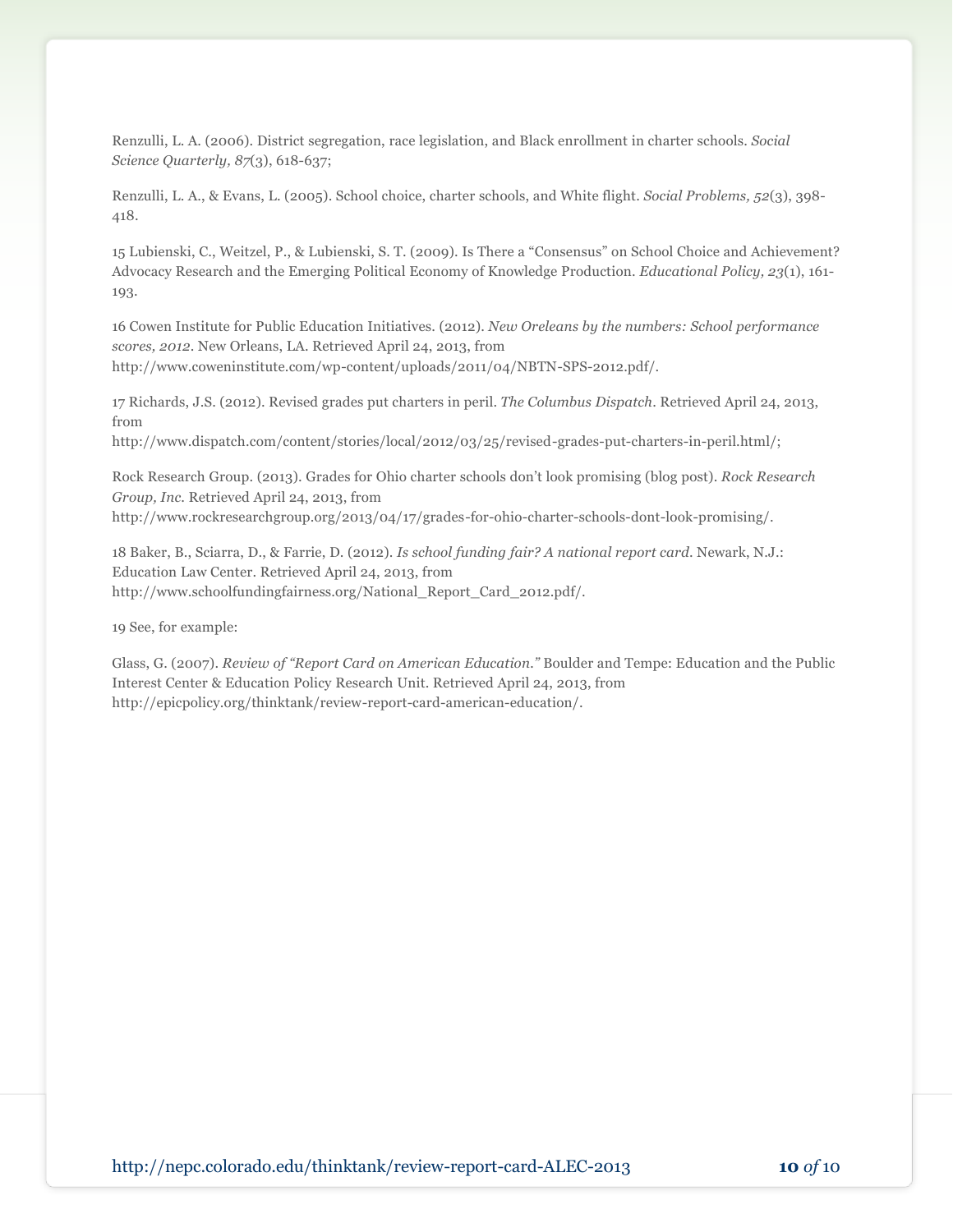Renzulli, L. A. (2006). District segregation, race legislation, and Black enrollment in charter schools. *Social Science Quarterly, 87*(3), 618-637;

Renzulli, L. A., & Evans, L. (2005). School choice, charter schools, and White flight. *Social Problems, 52*(3), 398-418.

15 Lubienski, C., Weitzel, P., & Lubienski, S. T. (2009). Is There a "Consensus" on School Choice and Achievement? Advocacy Research and the Emerging Political Economy of Knowledge Production. *Educational Policy, 23*(1), 161-193.

16 Cowen Institute for Public Education Initiatives. (2012). *New Oreleans by the numbers: School performance scores, 2012*. New Orleans, LA. Retrieved April 24, 2013, from http://www.coweninstitute.com/wp-content/uploads/2011/04/NBTN-SPS-2012.pdf/.

17 Richards, J.S. (2012). Revised grades put charters in peril. *The Columbus Dispatch*. Retrieved April 24, 2013, from http://www.dispatch.com/content/stories/local/2012/03/25/revised-grades-put-charters-in-peril.html/;

Rock Research Group. (2013). Grades for Ohio charter schools don't look promising (blog post). *Rock Research Group, Inc.* Retrieved April 24, 2013, from http://www.rockresearchgroup.org/2013/04/17/grades-for-ohio-charter-schools-dont-look-promising/.

18 Baker, B., Sciarra, D., & Farrie, D. (2012). *Is school funding fair? A national report card*. Newark, N.J.: Education Law Center. Retrieved April 24, 2013, from http://www.schoolfundingfairness.org/National_Report_Card_2012.pdf/.

19 See, for example:

Glass, G. (2007). *Review of "Report Card on American Education."* Boulder and Tempe: Education and the Public Interest Center & Education Policy Research Unit. Retrieved April 24, 2013, from http://epicpolicy.org/thinktank/review-report-card-american-education/.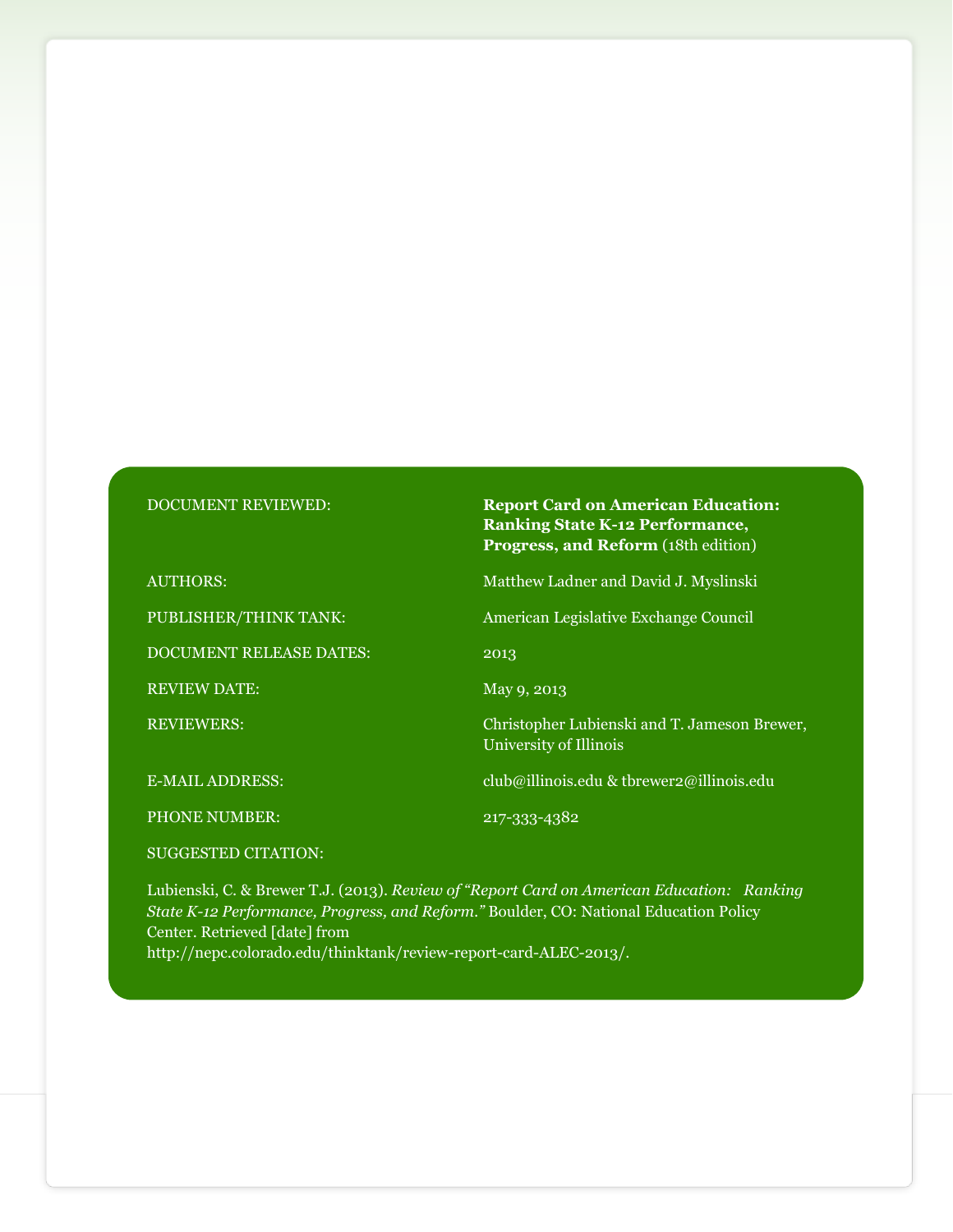| | |
|---|---|
| DOCUMENT REVIEWED: | **Report Card on American Education: Ranking State K-12 Performance, Progress, and Reform** (18th edition) |
| AUTHORS: | Matthew Ladner and David J. Myslinski |
| PUBLISHER/THINK TANK: | American Legislative Exchange Council |
| DOCUMENT RELEASE DATES: | 2013 |
| REVIEW DATE: | May 9, 2013 |
| REVIEWERS: | Christopher Lubienski and T. Jameson Brewer, University of Illinois |
| E-MAIL ADDRESS: | club@illinois.edu & tbrewer2@illinois.edu |
| PHONE NUMBER: | 217-333-4382 |

SUGGESTED CITATION:

Lubienski, C. & Brewer T.J. (2013). *Review of "Report Card on American Education: Ranking State K-12 Performance, Progress, and Reform."* Boulder, CO: National Education Policy Center. Retrieved [date] from http://nepc.colorado.edu/thinktank/review-report-card-ALEC-2013/.